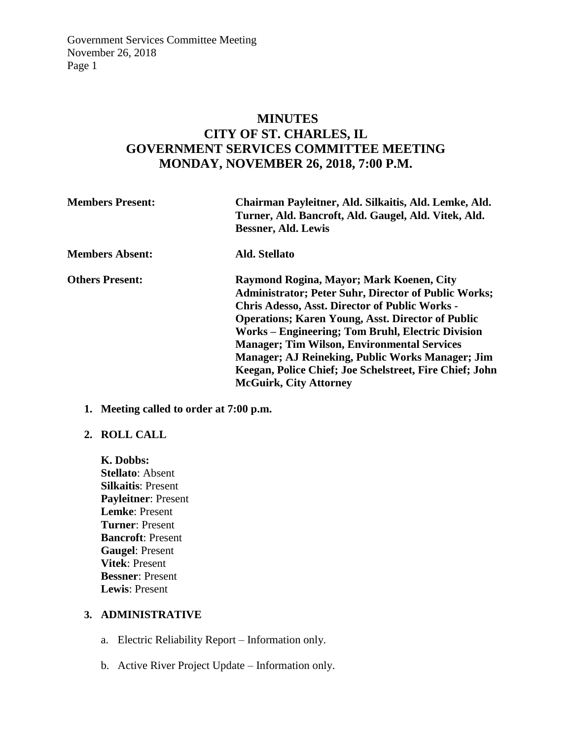# MINUTES
## CITY OF ST. CHARLES, IL
## GOVERNMENT SERVICES COMMITTEE MEETING
## MONDAY, NOVEMBER 26, 2018, 7:00 P.M.

**Members Present:** **Chairman Payleitner, Ald. Silkaitis, Ald. Lemke, Ald. Turner, Ald. Bancroft, Ald. Gaugel, Ald. Vitek, Ald. Bessner, Ald. Lewis**

**Members Absent:** **Ald. Stellato**

**Others Present:** **Raymond Rogina, Mayor; Mark Koenen, City Administrator; Peter Suhr, Director of Public Works; Chris Adesso, Asst. Director of Public Works - Operations; Karen Young, Asst. Director of Public Works – Engineering; Tom Bruhl, Electric Division Manager; Tim Wilson, Environmental Services Manager; AJ Reineking, Public Works Manager; Jim Keegan, Police Chief; Joe Schelstreet, Fire Chief; John McGuirk, City Attorney**

1. **Meeting called to order at 7:00 p.m.**

2. **ROLL CALL**

   **K. Dobbs:**
   **Stellato**: Absent
   **Silkaitis**: Present
   **Payleitner**: Present
   **Lemke**: Present
   **Turner**: Present
   **Bancroft**: Present
   **Gaugel**: Present
   **Vitek**: Present
   **Bessner**: Present
   **Lewis**: Present

3. **ADMINISTRATIVE**

   a. Electric Reliability Report – Information only.

   b. Active River Project Update – Information only.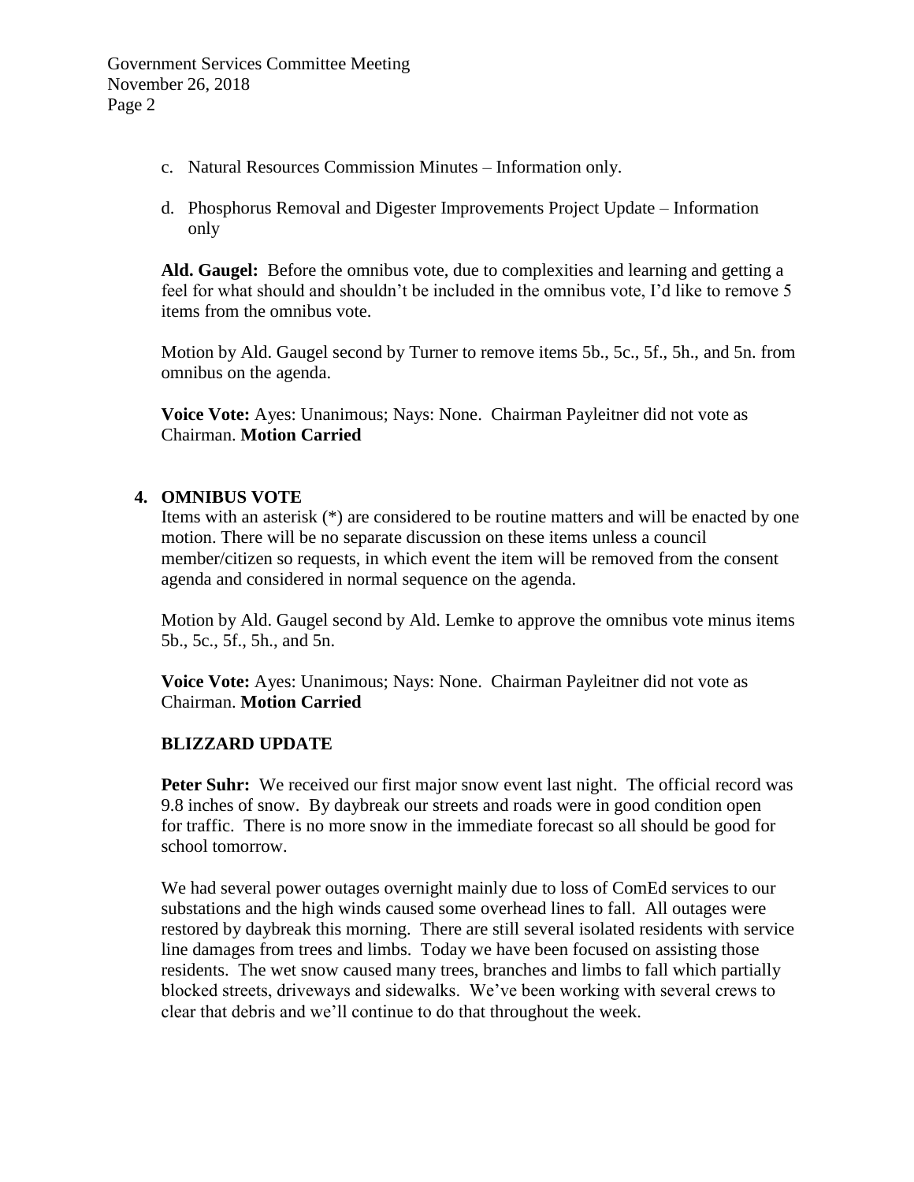c. Natural Resources Commission Minutes – Information only.

d. Phosphorus Removal and Digester Improvements Project Update – Information only

**Ald. Gaugel:** Before the omnibus vote, due to complexities and learning and getting a feel for what should and shouldn't be included in the omnibus vote, I'd like to remove 5 items from the omnibus vote.

Motion by Ald. Gaugel second by Turner to remove items 5b., 5c., 5f., 5h., and 5n. from omnibus on the agenda.

**Voice Vote:** Ayes: Unanimous; Nays: None. Chairman Payleitner did not vote as Chairman. **Motion Carried**

**4. OMNIBUS VOTE**

Items with an asterisk (*) are considered to be routine matters and will be enacted by one motion. There will be no separate discussion on these items unless a council member/citizen so requests, in which event the item will be removed from the consent agenda and considered in normal sequence on the agenda.

Motion by Ald. Gaugel second by Ald. Lemke to approve the omnibus vote minus items 5b., 5c., 5f., 5h., and 5n.

**Voice Vote:** Ayes: Unanimous; Nays: None. Chairman Payleitner did not vote as Chairman. **Motion Carried**

**BLIZZARD UPDATE**

**Peter Suhr:** We received our first major snow event last night. The official record was 9.8 inches of snow. By daybreak our streets and roads were in good condition open for traffic. There is no more snow in the immediate forecast so all should be good for school tomorrow.

We had several power outages overnight mainly due to loss of ComEd services to our substations and the high winds caused some overhead lines to fall. All outages were restored by daybreak this morning. There are still several isolated residents with service line damages from trees and limbs. Today we have been focused on assisting those residents. The wet snow caused many trees, branches and limbs to fall which partially blocked streets, driveways and sidewalks. We've been working with several crews to clear that debris and we'll continue to do that throughout the week.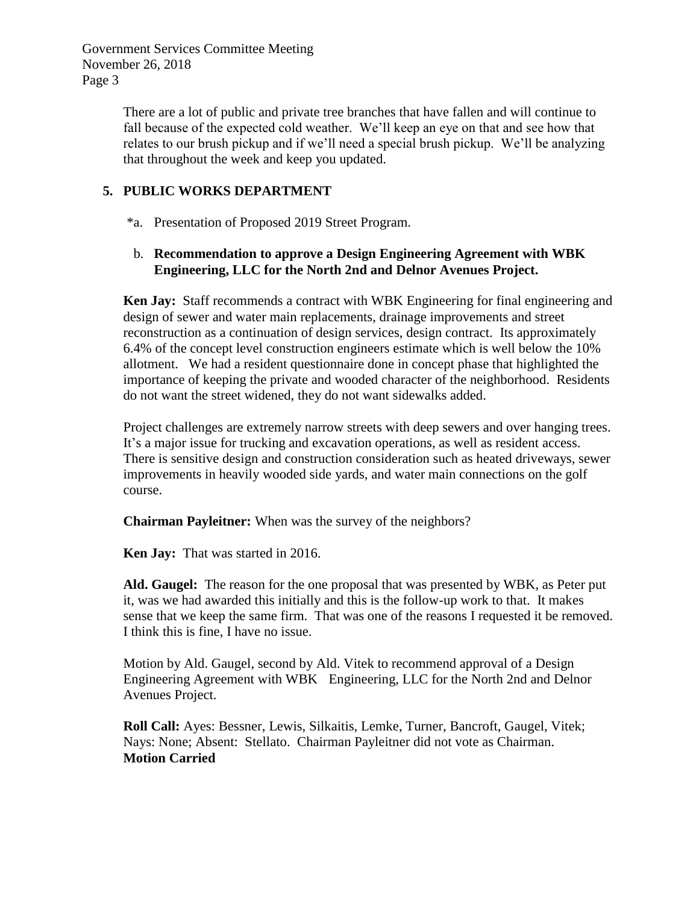There are a lot of public and private tree branches that have fallen and will continue to fall because of the expected cold weather. We'll keep an eye on that and see how that relates to our brush pickup and if we'll need a special brush pickup. We'll be analyzing that throughout the week and keep you updated.

## 5. PUBLIC WORKS DEPARTMENT

*a. Presentation of Proposed 2019 Street Program.

b. **Recommendation to approve a Design Engineering Agreement with WBK Engineering, LLC for the North 2nd and Delnor Avenues Project.**

**Ken Jay:** Staff recommends a contract with WBK Engineering for final engineering and design of sewer and water main replacements, drainage improvements and street reconstruction as a continuation of design services, design contract. Its approximately 6.4% of the concept level construction engineers estimate which is well below the 10% allotment. We had a resident questionnaire done in concept phase that highlighted the importance of keeping the private and wooded character of the neighborhood. Residents do not want the street widened, they do not want sidewalks added.

Project challenges are extremely narrow streets with deep sewers and over hanging trees. It's a major issue for trucking and excavation operations, as well as resident access. There is sensitive design and construction consideration such as heated driveways, sewer improvements in heavily wooded side yards, and water main connections on the golf course.

**Chairman Payleitner:** When was the survey of the neighbors?

**Ken Jay:** That was started in 2016.

**Ald. Gaugel:** The reason for the one proposal that was presented by WBK, as Peter put it, was we had awarded this initially and this is the follow-up work to that. It makes sense that we keep the same firm. That was one of the reasons I requested it be removed. I think this is fine, I have no issue.

Motion by Ald. Gaugel, second by Ald. Vitek to recommend approval of a Design Engineering Agreement with WBK Engineering, LLC for the North 2nd and Delnor Avenues Project.

**Roll Call:** Ayes: Bessner, Lewis, Silkaitis, Lemke, Turner, Bancroft, Gaugel, Vitek; Nays: None; Absent: Stellato. Chairman Payleitner did not vote as Chairman.
**Motion Carried**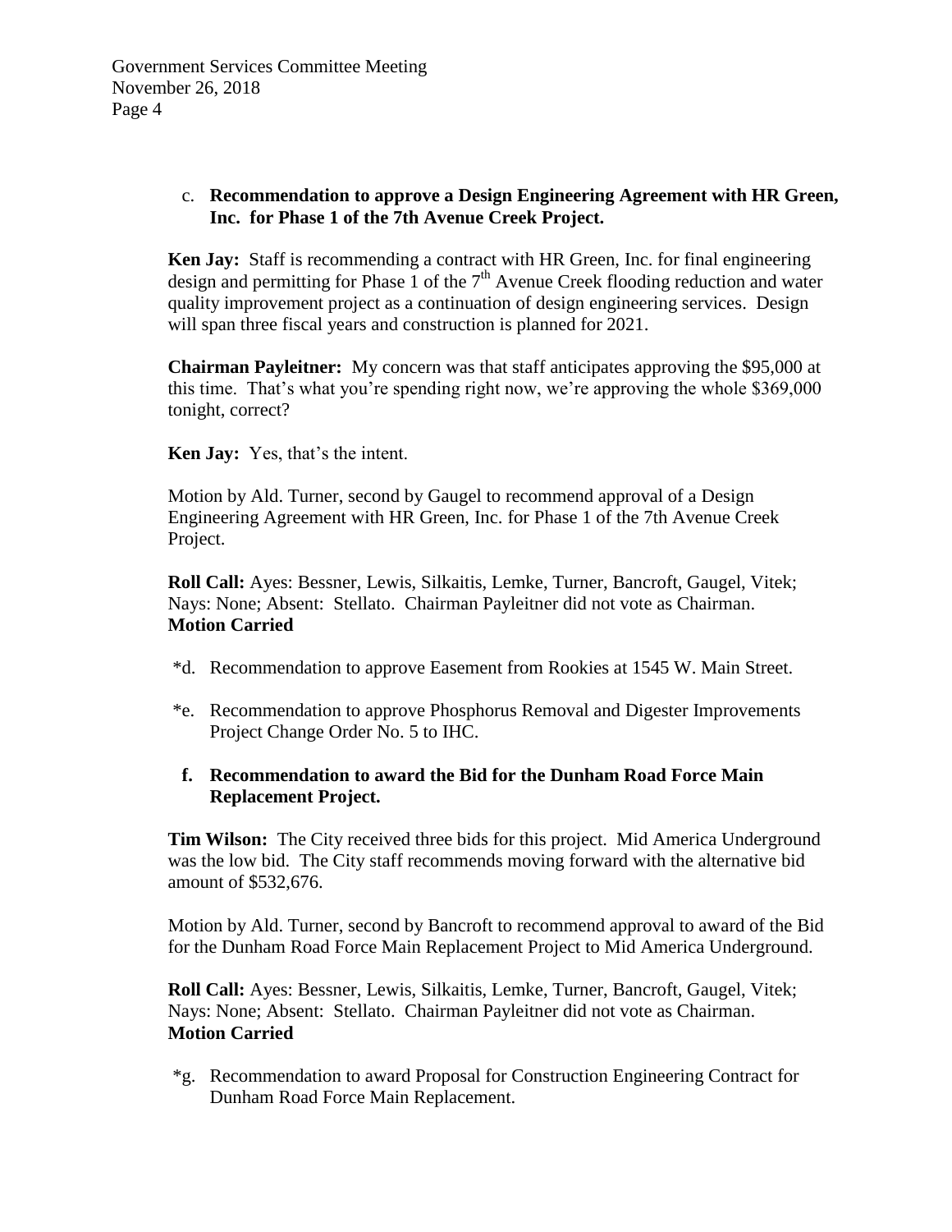c. **Recommendation to approve a Design Engineering Agreement with HR Green, Inc. for Phase 1 of the 7th Avenue Creek Project.**

**Ken Jay:** Staff is recommending a contract with HR Green, Inc. for final engineering design and permitting for Phase 1 of the 7th Avenue Creek flooding reduction and water quality improvement project as a continuation of design engineering services. Design will span three fiscal years and construction is planned for 2021.

**Chairman Payleitner:** My concern was that staff anticipates approving the $95,000 at this time. That's what you're spending right now, we're approving the whole $369,000 tonight, correct?

**Ken Jay:** Yes, that's the intent.

Motion by Ald. Turner, second by Gaugel to recommend approval of a Design Engineering Agreement with HR Green, Inc. for Phase 1 of the 7th Avenue Creek Project.

**Roll Call:** Ayes: Bessner, Lewis, Silkaitis, Lemke, Turner, Bancroft, Gaugel, Vitek; Nays: None; Absent: Stellato. Chairman Payleitner did not vote as Chairman.
**Motion Carried**

*d. Recommendation to approve Easement from Rookies at 1545 W. Main Street.

*e. Recommendation to approve Phosphorus Removal and Digester Improvements Project Change Order No. 5 to IHC.

f. **Recommendation to award the Bid for the Dunham Road Force Main Replacement Project.**

**Tim Wilson:** The City received three bids for this project. Mid America Underground was the low bid. The City staff recommends moving forward with the alternative bid amount of $532,676.

Motion by Ald. Turner, second by Bancroft to recommend approval to award of the Bid for the Dunham Road Force Main Replacement Project to Mid America Underground.

**Roll Call:** Ayes: Bessner, Lewis, Silkaitis, Lemke, Turner, Bancroft, Gaugel, Vitek; Nays: None; Absent: Stellato. Chairman Payleitner did not vote as Chairman.
**Motion Carried**

*g. Recommendation to award Proposal for Construction Engineering Contract for Dunham Road Force Main Replacement.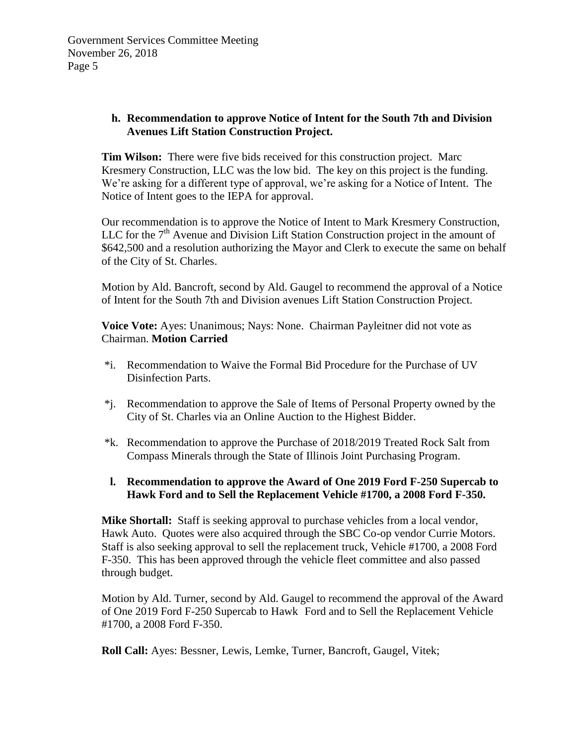**h. Recommendation to approve Notice of Intent for the South 7th and Division Avenues Lift Station Construction Project.**

**Tim Wilson:** There were five bids received for this construction project. Marc Kresmery Construction, LLC was the low bid. The key on this project is the funding. We're asking for a different type of approval, we're asking for a Notice of Intent. The Notice of Intent goes to the IEPA for approval.

Our recommendation is to approve the Notice of Intent to Mark Kresmery Construction, LLC for the 7th Avenue and Division Lift Station Construction project in the amount of $642,500 and a resolution authorizing the Mayor and Clerk to execute the same on behalf of the City of St. Charles.

Motion by Ald. Bancroft, second by Ald. Gaugel to recommend the approval of a Notice of Intent for the South 7th and Division avenues Lift Station Construction Project.

**Voice Vote:** Ayes: Unanimous; Nays: None. Chairman Payleitner did not vote as Chairman. **Motion Carried**

*i. Recommendation to Waive the Formal Bid Procedure for the Purchase of UV Disinfection Parts.

*j. Recommendation to approve the Sale of Items of Personal Property owned by the City of St. Charles via an Online Auction to the Highest Bidder.

*k. Recommendation to approve the Purchase of 2018/2019 Treated Rock Salt from Compass Minerals through the State of Illinois Joint Purchasing Program.

**l. Recommendation to approve the Award of One 2019 Ford F-250 Supercab to Hawk Ford and to Sell the Replacement Vehicle #1700, a 2008 Ford F-350.**

**Mike Shortall:** Staff is seeking approval to purchase vehicles from a local vendor, Hawk Auto. Quotes were also acquired through the SBC Co-op vendor Currie Motors. Staff is also seeking approval to sell the replacement truck, Vehicle #1700, a 2008 Ford F-350. This has been approved through the vehicle fleet committee and also passed through budget.

Motion by Ald. Turner, second by Ald. Gaugel to recommend the approval of the Award of One 2019 Ford F-250 Supercab to Hawk Ford and to Sell the Replacement Vehicle #1700, a 2008 Ford F-350.

**Roll Call:** Ayes: Bessner, Lewis, Lemke, Turner, Bancroft, Gaugel, Vitek;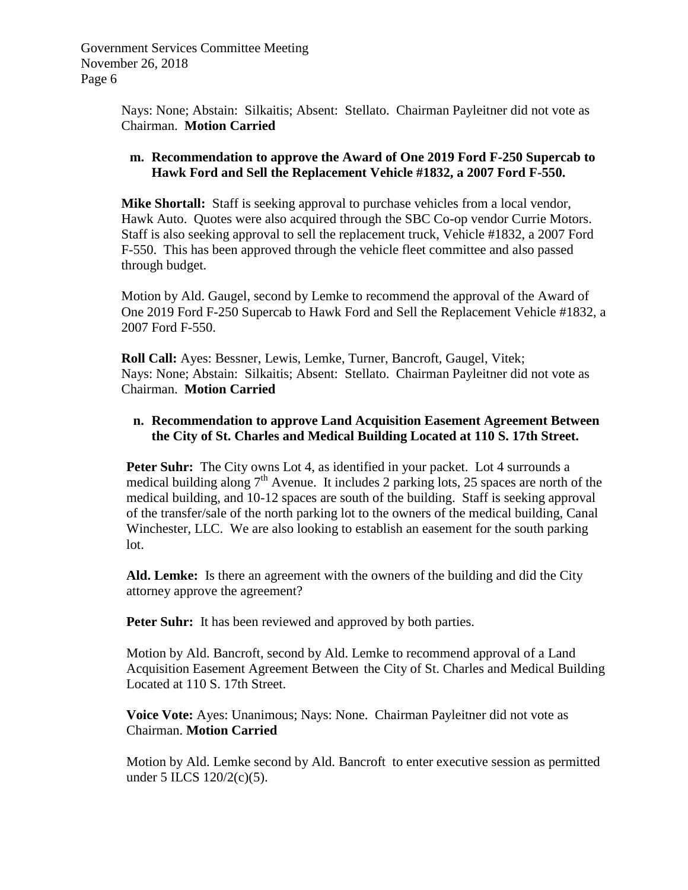Nays: None; Abstain: Silkaitis; Absent: Stellato. Chairman Payleitner did not vote as Chairman. **Motion Carried**

**m. Recommendation to approve the Award of One 2019 Ford F-250 Supercab to Hawk Ford and Sell the Replacement Vehicle #1832, a 2007 Ford F-550.**

**Mike Shortall:** Staff is seeking approval to purchase vehicles from a local vendor, Hawk Auto. Quotes were also acquired through the SBC Co-op vendor Currie Motors. Staff is also seeking approval to sell the replacement truck, Vehicle #1832, a 2007 Ford F-550. This has been approved through the vehicle fleet committee and also passed through budget.

Motion by Ald. Gaugel, second by Lemke to recommend the approval of the Award of One 2019 Ford F-250 Supercab to Hawk Ford and Sell the Replacement Vehicle #1832, a 2007 Ford F-550.

**Roll Call:** Ayes: Bessner, Lewis, Lemke, Turner, Bancroft, Gaugel, Vitek; Nays: None; Abstain: Silkaitis; Absent: Stellato. Chairman Payleitner did not vote as Chairman. **Motion Carried**

**n. Recommendation to approve Land Acquisition Easement Agreement Between the City of St. Charles and Medical Building Located at 110 S. 17th Street.**

**Peter Suhr:** The City owns Lot 4, as identified in your packet. Lot 4 surrounds a medical building along 7th Avenue. It includes 2 parking lots, 25 spaces are north of the medical building, and 10-12 spaces are south of the building. Staff is seeking approval of the transfer/sale of the north parking lot to the owners of the medical building, Canal Winchester, LLC. We are also looking to establish an easement for the south parking lot.

**Ald. Lemke:** Is there an agreement with the owners of the building and did the City attorney approve the agreement?

**Peter Suhr:** It has been reviewed and approved by both parties.

Motion by Ald. Bancroft, second by Ald. Lemke to recommend approval of a Land Acquisition Easement Agreement Between the City of St. Charles and Medical Building Located at 110 S. 17th Street.

**Voice Vote:** Ayes: Unanimous; Nays: None. Chairman Payleitner did not vote as Chairman. **Motion Carried**

Motion by Ald. Lemke second by Ald. Bancroft to enter executive session as permitted under 5 ILCS 120/2(c)(5).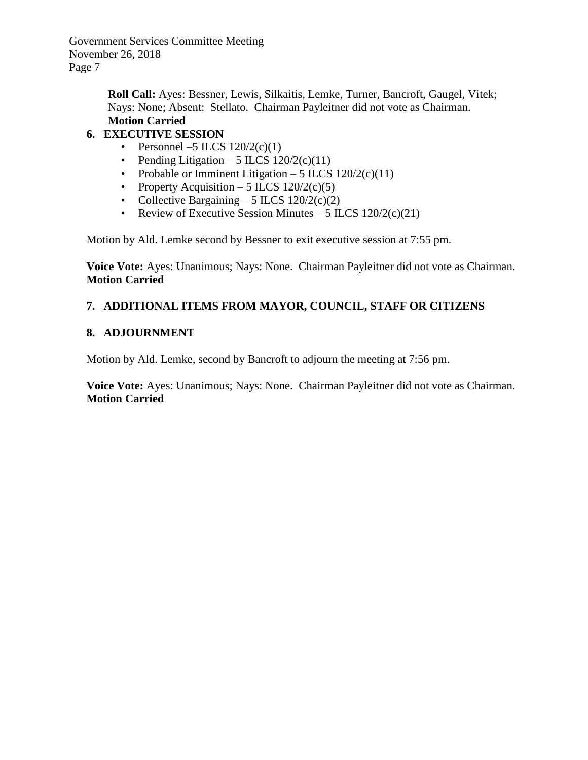**Roll Call:** Ayes: Bessner, Lewis, Silkaitis, Lemke, Turner, Bancroft, Gaugel, Vitek; Nays: None; Absent: Stellato. Chairman Payleitner did not vote as Chairman.
**Motion Carried**

## 6. EXECUTIVE SESSION

- Personnel –5 ILCS 120/2(c)(1)
- Pending Litigation – 5 ILCS 120/2(c)(11)
- Probable or Imminent Litigation – 5 ILCS 120/2(c)(11)
- Property Acquisition – 5 ILCS 120/2(c)(5)
- Collective Bargaining – 5 ILCS 120/2(c)(2)
- Review of Executive Session Minutes – 5 ILCS 120/2(c)(21)

Motion by Ald. Lemke second by Bessner to exit executive session at 7:55 pm.

**Voice Vote:** Ayes: Unanimous; Nays: None. Chairman Payleitner did not vote as Chairman.
**Motion Carried**

## 7. ADDITIONAL ITEMS FROM MAYOR, COUNCIL, STAFF OR CITIZENS

## 8. ADJOURNMENT

Motion by Ald. Lemke, second by Bancroft to adjourn the meeting at 7:56 pm.

**Voice Vote:** Ayes: Unanimous; Nays: None. Chairman Payleitner did not vote as Chairman.
**Motion Carried**